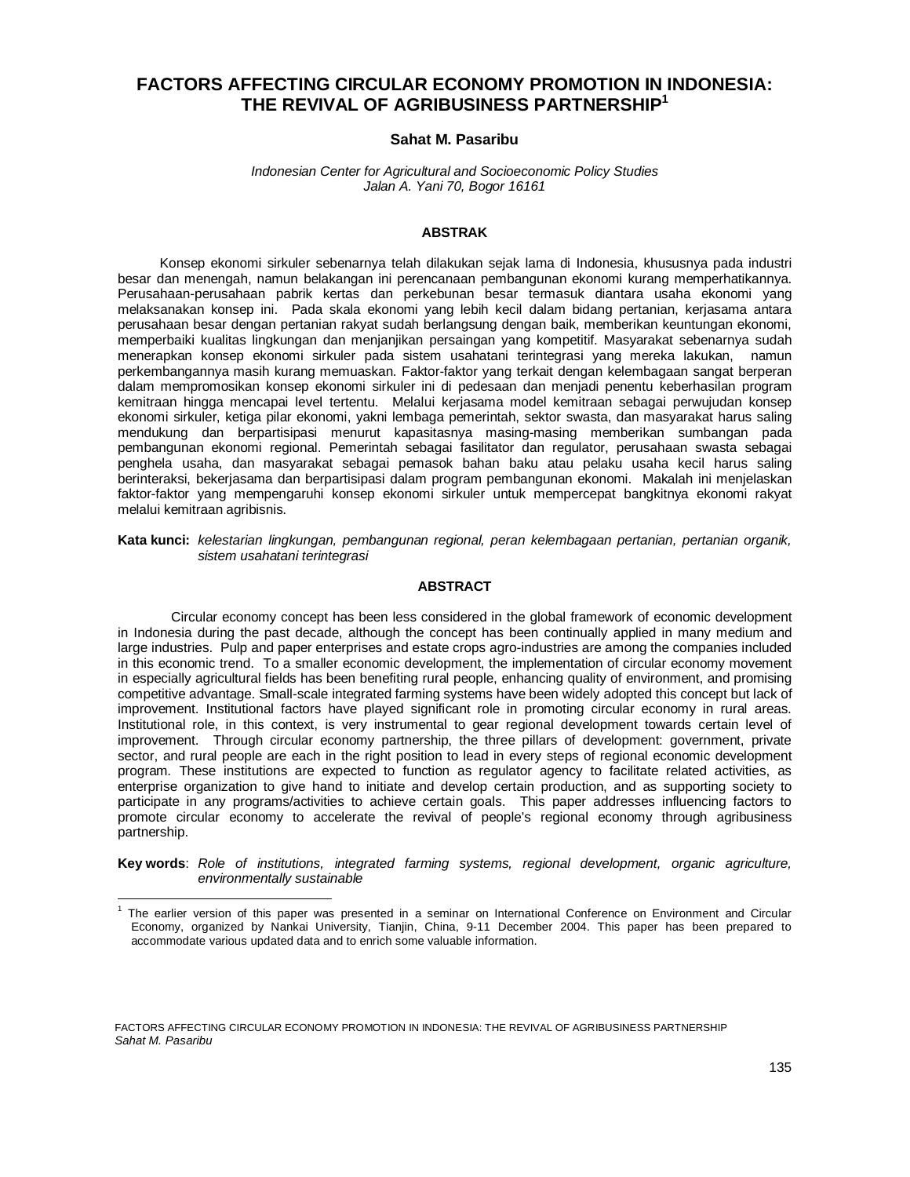# FACTORS AFFECTING CIRCULAR ECONOMY PROMOTION IN INDONESIA: THE REVIVAL OF AGRIBUSINESS PARTNERSHIP[1]

**Sahat M. Pasaribu**

*Indonesian Center for Agricultural and Socioeconomic Policy Studies*
*Jalan A. Yani 70, Bogor 16161*

## ABSTRAK

Konsep ekonomi sirkuler sebenarnya telah dilakukan sejak lama di Indonesia, khususnya pada industri besar dan menengah, namun belakangan ini perencanaan pembangunan ekonomi kurang memperhatikannya. Perusahaan-perusahaan pabrik kertas dan perkebunan besar termasuk diantara usaha ekonomi yang melaksanakan konsep ini. Pada skala ekonomi yang lebih kecil dalam bidang pertanian, kerjasama antara perusahaan besar dengan pertanian rakyat sudah berlangsung dengan baik, memberikan keuntungan ekonomi, memperbaiki kualitas lingkungan dan menjanjikan persaingan yang kompetitif. Masyarakat sebenarnya sudah menerapkan konsep ekonomi sirkuler pada sistem usahatani terintegrasi yang mereka lakukan, namun perkembangannya masih kurang memuaskan. Faktor-faktor yang terkait dengan kelembagaan sangat berperan dalam mempromosikan konsep ekonomi sirkuler ini di pedesaan dan menjadi penentu keberhasilan program kemitraan hingga mencapai level tertentu. Melalui kerjasama model kemitraan sebagai perwujudan konsep ekonomi sirkuler, ketiga pilar ekonomi, yakni lembaga pemerintah, sektor swasta, dan masyarakat harus saling mendukung dan berpartisipasi menurut kapasitasnya masing-masing memberikan sumbangan pada pembangunan ekonomi regional. Pemerintah sebagai fasilitator dan regulator, perusahaan swasta sebagai penghela usaha, dan masyarakat sebagai pemasok bahan baku atau pelaku usaha kecil harus saling berinteraksi, bekerjasama dan berpartisipasi dalam program pembangunan ekonomi. Makalah ini menjelaskan faktor-faktor yang mempengaruhi konsep ekonomi sirkuler untuk mempercepat bangkitnya ekonomi rakyat melalui kemitraan agribisnis.

**Kata kunci:** *kelestarian lingkungan, pembangunan regional, peran kelembagaan pertanian, pertanian organik, sistem usahatani terintegrasi*

## ABSTRACT

Circular economy concept has been less considered in the global framework of economic development in Indonesia during the past decade, although the concept has been continually applied in many medium and large industries. Pulp and paper enterprises and estate crops agro-industries are among the companies included in this economic trend. To a smaller economic development, the implementation of circular economy movement in especially agricultural fields has been benefiting rural people, enhancing quality of environment, and promising competitive advantage. Small-scale integrated farming systems have been widely adopted this concept but lack of improvement. Institutional factors have played significant role in promoting circular economy in rural areas. Institutional role, in this context, is very instrumental to gear regional development towards certain level of improvement. Through circular economy partnership, the three pillars of development: government, private sector, and rural people are each in the right position to lead in every steps of regional economic development program. These institutions are expected to function as regulator agency to facilitate related activities, as enterprise organization to give hand to initiate and develop certain production, and as supporting society to participate in any programs/activities to achieve certain goals. This paper addresses influencing factors to promote circular economy to accelerate the revival of people's regional economy through agribusiness partnership.

**Key words**: *Role of institutions, integrated farming systems, regional development, organic agriculture, environmentally sustainable*

---

[1] The earlier version of this paper was presented in a seminar on International Conference on Environment and Circular Economy, organized by Nankai University, Tianjin, China, 9-11 December 2004. This paper has been prepared to accommodate various updated data and to enrich some valuable information.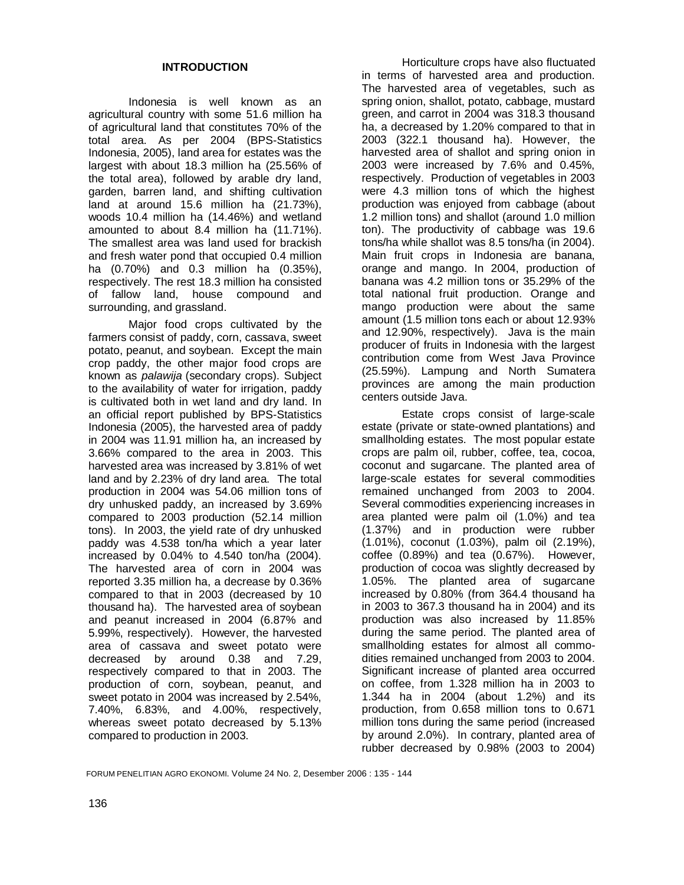## INTRODUCTION

Indonesia is well known as an agricultural country with some 51.6 million ha of agricultural land that constitutes 70% of the total area. As per 2004 (BPS-Statistics Indonesia, 2005), land area for estates was the largest with about 18.3 million ha (25.56% of the total area), followed by arable dry land, garden, barren land, and shifting cultivation land at around 15.6 million ha (21.73%), woods 10.4 million ha (14.46%) and wetland amounted to about 8.4 million ha (11.71%). The smallest area was land used for brackish and fresh water pond that occupied 0.4 million ha (0.70%) and 0.3 million ha (0.35%), respectively. The rest 18.3 million ha consisted of fallow land, house compound and surrounding, and grassland.

Major food crops cultivated by the farmers consist of paddy, corn, cassava, sweet potato, peanut, and soybean. Except the main crop paddy, the other major food crops are known as *palawija* (secondary crops). Subject to the availability of water for irrigation, paddy is cultivated both in wet land and dry land. In an official report published by BPS-Statistics Indonesia (2005), the harvested area of paddy in 2004 was 11.91 million ha, an increased by 3.66% compared to the area in 2003. This harvested area was increased by 3.81% of wet land and by 2.23% of dry land area. The total production in 2004 was 54.06 million tons of dry unhusked paddy, an increased by 3.69% compared to 2003 production (52.14 million tons). In 2003, the yield rate of dry unhusked paddy was 4.538 ton/ha which a year later increased by 0.04% to 4.540 ton/ha (2004). The harvested area of corn in 2004 was reported 3.35 million ha, a decrease by 0.36% compared to that in 2003 (decreased by 10 thousand ha). The harvested area of soybean and peanut increased in 2004 (6.87% and 5.99%, respectively). However, the harvested area of cassava and sweet potato were decreased by around 0.38 and 7.29, respectively compared to that in 2003. The production of corn, soybean, peanut, and sweet potato in 2004 was increased by 2.54%, 7.40%, 6.83%, and 4.00%, respectively, whereas sweet potato decreased by 5.13% compared to production in 2003.

Horticulture crops have also fluctuated in terms of harvested area and production. The harvested area of vegetables, such as spring onion, shallot, potato, cabbage, mustard green, and carrot in 2004 was 318.3 thousand ha, a decreased by 1.20% compared to that in 2003 (322.1 thousand ha). However, the harvested area of shallot and spring onion in 2003 were increased by 7.6% and 0.45%, respectively. Production of vegetables in 2003 were 4.3 million tons of which the highest production was enjoyed from cabbage (about 1.2 million tons) and shallot (around 1.0 million ton). The productivity of cabbage was 19.6 tons/ha while shallot was 8.5 tons/ha (in 2004). Main fruit crops in Indonesia are banana, orange and mango. In 2004, production of banana was 4.2 million tons or 35.29% of the total national fruit production. Orange and mango production were about the same amount (1.5 million tons each or about 12.93% and 12.90%, respectively). Java is the main producer of fruits in Indonesia with the largest contribution come from West Java Province (25.59%). Lampung and North Sumatera provinces are among the main production centers outside Java.

Estate crops consist of large-scale estate (private or state-owned plantations) and smallholding estates. The most popular estate crops are palm oil, rubber, coffee, tea, cocoa, coconut and sugarcane. The planted area of large-scale estates for several commodities remained unchanged from 2003 to 2004. Several commodities experiencing increases in area planted were palm oil (1.0%) and tea (1.37%) and in production were rubber (1.01%), coconut (1.03%), palm oil (2.19%), coffee (0.89%) and tea (0.67%). However, production of cocoa was slightly decreased by 1.05%. The planted area of sugarcane increased by 0.80% (from 364.4 thousand ha in 2003 to 367.3 thousand ha in 2004) and its production was also increased by 11.85% during the same period. The planted area of smallholding estates for almost all commodities remained unchanged from 2003 to 2004. Significant increase of planted area occurred on coffee, from 1.328 million ha in 2003 to 1.344 ha in 2004 (about 1.2%) and its production, from 0.658 million tons to 0.671 million tons during the same period (increased by around 2.0%). In contrary, planted area of rubber decreased by 0.98% (2003 to 2004)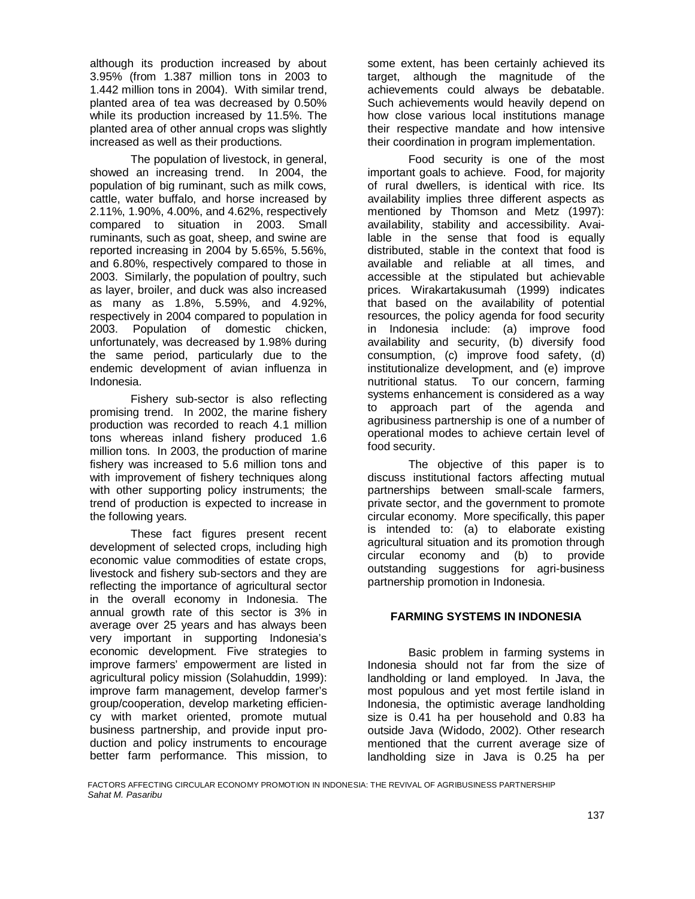although its production increased by about 3.95% (from 1.387 million tons in 2003 to 1.442 million tons in 2004). With similar trend, planted area of tea was decreased by 0.50% while its production increased by 11.5%. The planted area of other annual crops was slightly increased as well as their productions.

The population of livestock, in general, showed an increasing trend. In 2004, the population of big ruminant, such as milk cows, cattle, water buffalo, and horse increased by 2.11%, 1.90%, 4.00%, and 4.62%, respectively compared to situation in 2003. Small ruminants, such as goat, sheep, and swine are reported increasing in 2004 by 5.65%, 5.56%, and 6.80%, respectively compared to those in 2003. Similarly, the population of poultry, such as layer, broiler, and duck was also increased as many as 1.8%, 5.59%, and 4.92%, respectively in 2004 compared to population in 2003. Population of domestic chicken, unfortunately, was decreased by 1.98% during the same period, particularly due to the endemic development of avian influenza in Indonesia.

Fishery sub-sector is also reflecting promising trend. In 2002, the marine fishery production was recorded to reach 4.1 million tons whereas inland fishery produced 1.6 million tons. In 2003, the production of marine fishery was increased to 5.6 million tons and with improvement of fishery techniques along with other supporting policy instruments; the trend of production is expected to increase in the following years.

These fact figures present recent development of selected crops, including high economic value commodities of estate crops, livestock and fishery sub-sectors and they are reflecting the importance of agricultural sector in the overall economy in Indonesia. The annual growth rate of this sector is 3% in average over 25 years and has always been very important in supporting Indonesia's economic development. Five strategies to improve farmers' empowerment are listed in agricultural policy mission (Solahuddin, 1999): improve farm management, develop farmer's group/cooperation, develop marketing efficiency with market oriented, promote mutual business partnership, and provide input production and policy instruments to encourage better farm performance. This mission, to some extent, has been certainly achieved its target, although the magnitude of the achievements could always be debatable. Such achievements would heavily depend on how close various local institutions manage their respective mandate and how intensive their coordination in program implementation.

Food security is one of the most important goals to achieve. Food, for majority of rural dwellers, is identical with rice. Its availability implies three different aspects as mentioned by Thomson and Metz (1997): availability, stability and accessibility. Available in the sense that food is equally distributed, stable in the context that food is available and reliable at all times, and accessible at the stipulated but achievable prices. Wirakartakusumah (1999) indicates that based on the availability of potential resources, the policy agenda for food security in Indonesia include: (a) improve food availability and security, (b) diversify food consumption, (c) improve food safety, (d) institutionalize development, and (e) improve nutritional status. To our concern, farming systems enhancement is considered as a way to approach part of the agenda and agribusiness partnership is one of a number of operational modes to achieve certain level of food security.

The objective of this paper is to discuss institutional factors affecting mutual partnerships between small-scale farmers, private sector, and the government to promote circular economy. More specifically, this paper is intended to: (a) to elaborate existing agricultural situation and its promotion through circular economy and (b) to provide outstanding suggestions for agri-business partnership promotion in Indonesia.

## FARMING SYSTEMS IN INDONESIA

Basic problem in farming systems in Indonesia should not far from the size of landholding or land employed. In Java, the most populous and yet most fertile island in Indonesia, the optimistic average landholding size is 0.41 ha per household and 0.83 ha outside Java (Widodo, 2002). Other research mentioned that the current average size of landholding size in Java is 0.25 ha per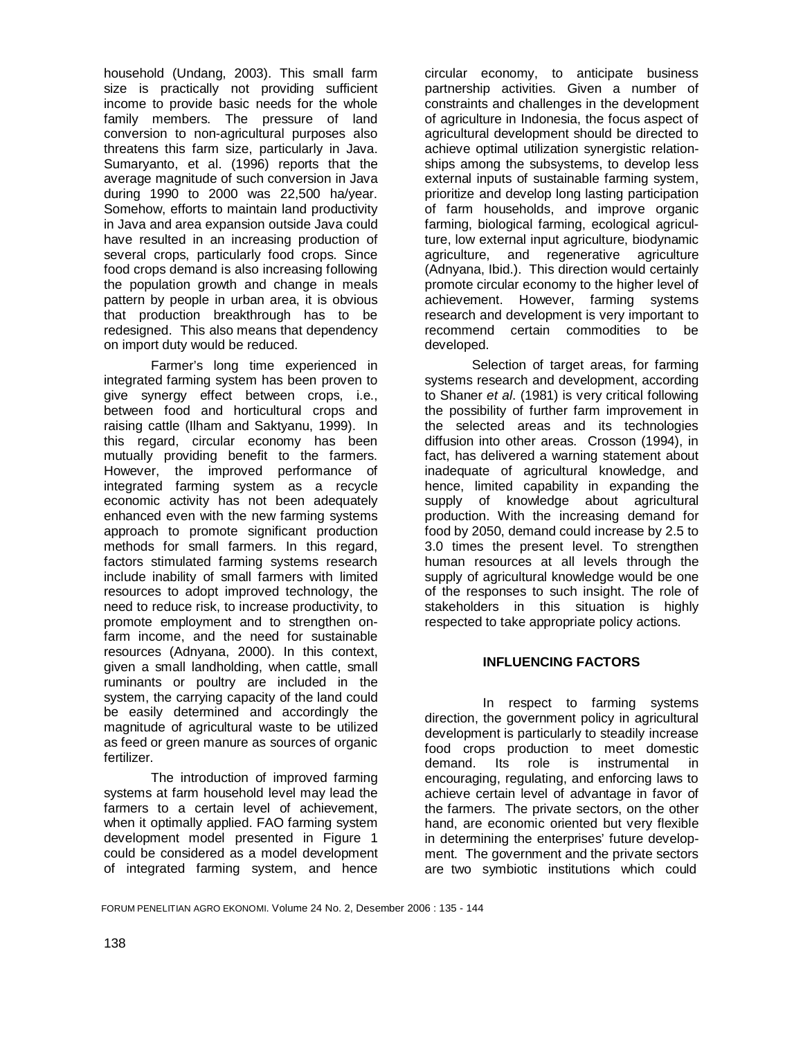household (Undang, 2003). This small farm size is practically not providing sufficient income to provide basic needs for the whole family members. The pressure of land conversion to non-agricultural purposes also threatens this farm size, particularly in Java. Sumaryanto, et al. (1996) reports that the average magnitude of such conversion in Java during 1990 to 2000 was 22,500 ha/year. Somehow, efforts to maintain land productivity in Java and area expansion outside Java could have resulted in an increasing production of several crops, particularly food crops. Since food crops demand is also increasing following the population growth and change in meals pattern by people in urban area, it is obvious that production breakthrough has to be redesigned. This also means that dependency on import duty would be reduced.

Farmer's long time experienced in integrated farming system has been proven to give synergy effect between crops, i.e., between food and horticultural crops and raising cattle (Ilham and Saktyanu, 1999). In this regard, circular economy has been mutually providing benefit to the farmers. However, the improved performance of integrated farming system as a recycle economic activity has not been adequately enhanced even with the new farming systems approach to promote significant production methods for small farmers. In this regard, factors stimulated farming systems research include inability of small farmers with limited resources to adopt improved technology, the need to reduce risk, to increase productivity, to promote employment and to strengthen on-farm income, and the need for sustainable resources (Adnyana, 2000). In this context, given a small landholding, when cattle, small ruminants or poultry are included in the system, the carrying capacity of the land could be easily determined and accordingly the magnitude of agricultural waste to be utilized as feed or green manure as sources of organic fertilizer.

The introduction of improved farming systems at farm household level may lead the farmers to a certain level of achievement, when it optimally applied. FAO farming system development model presented in Figure 1 could be considered as a model development of integrated farming system, and hence circular economy, to anticipate business partnership activities. Given a number of constraints and challenges in the development of agriculture in Indonesia, the focus aspect of agricultural development should be directed to achieve optimal utilization synergistic relationships among the subsystems, to develop less external inputs of sustainable farming system, prioritize and develop long lasting participation of farm households, and improve organic farming, biological farming, ecological agriculture, low external input agriculture, biodynamic agriculture, and regenerative agriculture (Adnyana, Ibid.). This direction would certainly promote circular economy to the higher level of achievement. However, farming systems research and development is very important to recommend certain commodities to be developed.

Selection of target areas, for farming systems research and development, according to Shaner *et al*. (1981) is very critical following the possibility of further farm improvement in the selected areas and its technologies diffusion into other areas. Crosson (1994), in fact, has delivered a warning statement about inadequate of agricultural knowledge, and hence, limited capability in expanding the supply of knowledge about agricultural production. With the increasing demand for food by 2050, demand could increase by 2.5 to 3.0 times the present level. To strengthen human resources at all levels through the supply of agricultural knowledge would be one of the responses to such insight. The role of stakeholders in this situation is highly respected to take appropriate policy actions.

## INFLUENCING FACTORS

In respect to farming systems direction, the government policy in agricultural development is particularly to steadily increase food crops production to meet domestic demand. Its role is instrumental in encouraging, regulating, and enforcing laws to achieve certain level of advantage in favor of the farmers. The private sectors, on the other hand, are economic oriented but very flexible in determining the enterprises' future development. The government and the private sectors are two symbiotic institutions which could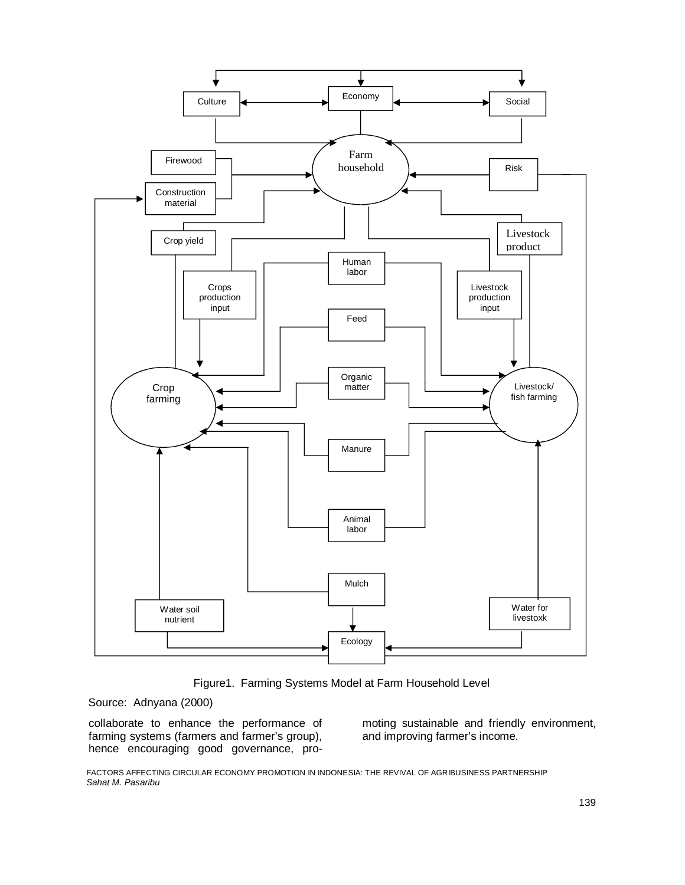Figure1. Farming Systems Model at Farm Household Level

Source: Adnyana (2000)

collaborate to enhance the performance of farming systems (farmers and farmer's group), hence encouraging good governance, promoting sustainable and friendly environment, and improving farmer's income.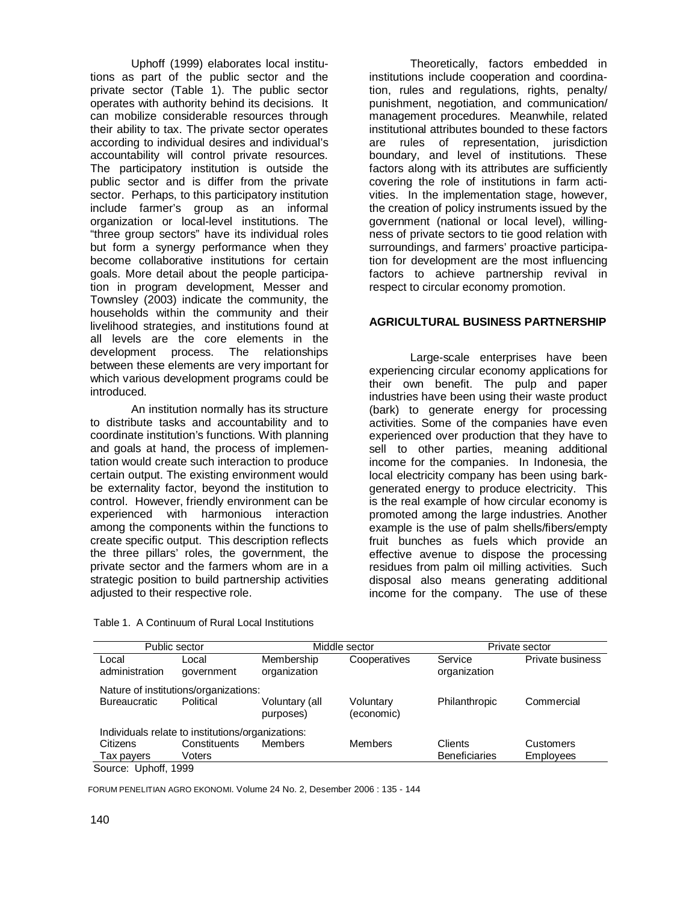Uphoff (1999) elaborates local institutions as part of the public sector and the private sector (Table 1). The public sector operates with authority behind its decisions. It can mobilize considerable resources through their ability to tax. The private sector operates according to individual desires and individual's accountability will control private resources. The participatory institution is outside the public sector and is differ from the private sector. Perhaps, to this participatory institution include farmer's group as an informal organization or local-level institutions. The "three group sectors" have its individual roles but form a synergy performance when they become collaborative institutions for certain goals. More detail about the people participation in program development, Messer and Townsley (2003) indicate the community, the households within the community and their livelihood strategies, and institutions found at all levels are the core elements in the development process. The relationships between these elements are very important for which various development programs could be introduced.

An institution normally has its structure to distribute tasks and accountability and to coordinate institution's functions. With planning and goals at hand, the process of implementation would create such interaction to produce certain output. The existing environment would be externality factor, beyond the institution to control. However, friendly environment can be experienced with harmonious interaction among the components within the functions to create specific output. This description reflects the three pillars' roles, the government, the private sector and the farmers whom are in a strategic position to build partnership activities adjusted to their respective role.

Theoretically, factors embedded in institutions include cooperation and coordination, rules and regulations, rights, penalty/punishment, negotiation, and communication/management procedures. Meanwhile, related institutional attributes bounded to these factors are rules of representation, jurisdiction boundary, and level of institutions. These factors along with its attributes are sufficiently covering the role of institutions in farm activities. In the implementation stage, however, the creation of policy instruments issued by the government (national or local level), willingness of private sectors to tie good relation with surroundings, and farmers' proactive participation for development are the most influencing factors to achieve partnership revival in respect to circular economy promotion.

## AGRICULTURAL BUSINESS PARTNERSHIP

Large-scale enterprises have been experiencing circular economy applications for their own benefit. The pulp and paper industries have been using their waste product (bark) to generate energy for processing activities. Some of the companies have even experienced over production that they have to sell to other parties, meaning additional income for the companies. In Indonesia, the local electricity company has been using bark-generated energy to produce electricity. This is the real example of how circular economy is promoted among the large industries. Another example is the use of palm shells/fibers/empty fruit bunches as fuels which provide an effective avenue to dispose the processing residues from palm oil milling activities. Such disposal also means generating additional income for the company. The use of these

Table 1. A Continuum of Rural Local Institutions

| Public sector | | Middle sector | | Private sector | |
|---|---|---|---|---|---|
| Local administration | Local government | Membership organization | Cooperatives | Service organization | Private business |
| Nature of institutions/organizations: | | | | | |
| Bureaucratic | Political | Voluntary (all purposes) | Voluntary (economic) | Philanthropic | Commercial |
| Individuals relate to institutions/organizations: | | | | | |
| Citizens<br>Tax payers | Constituents<br>Voters | Members | Members | Clients<br>Beneficiaries | Customers<br>Employees |

Source: Uphoff, 1999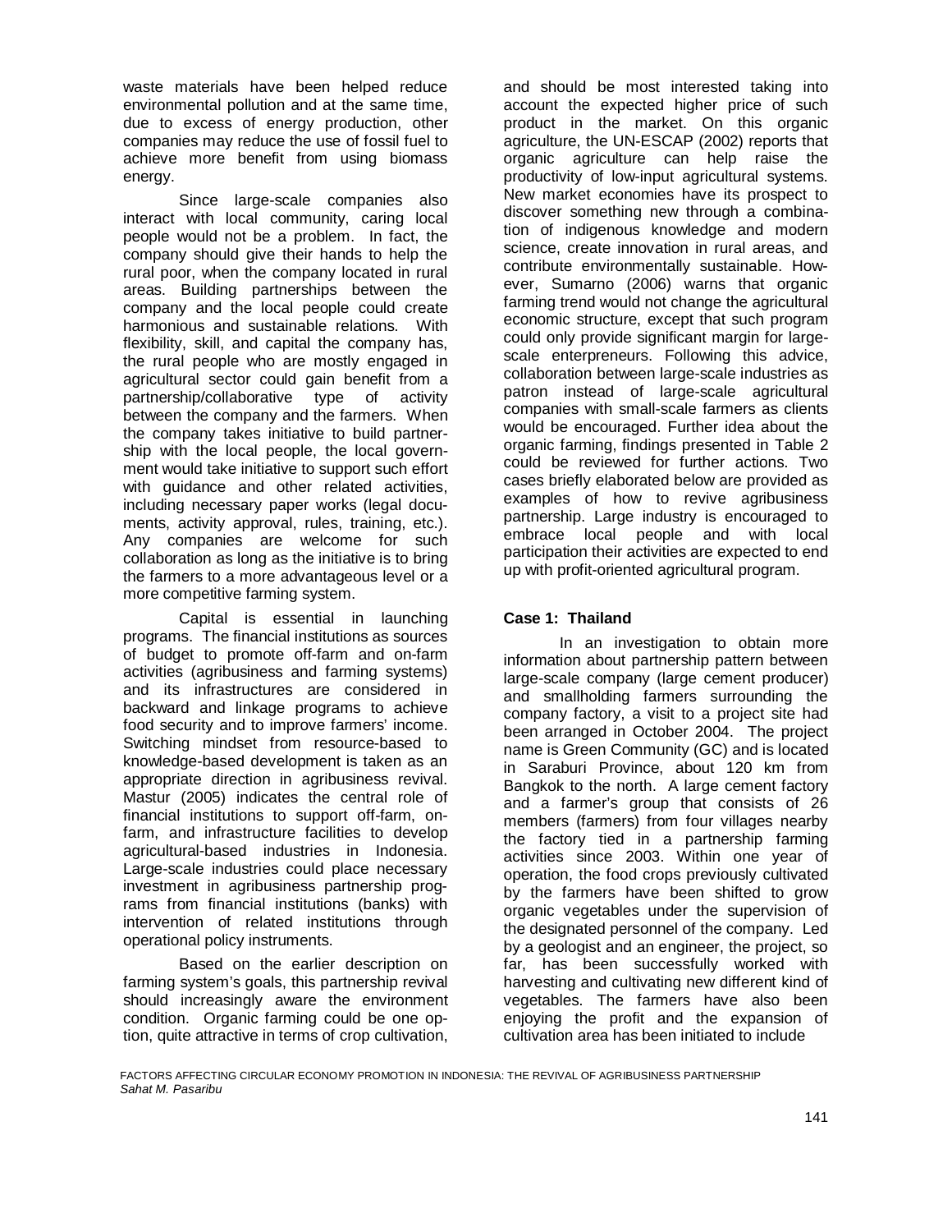waste materials have been helped reduce environmental pollution and at the same time, due to excess of energy production, other companies may reduce the use of fossil fuel to achieve more benefit from using biomass energy.

Since large-scale companies also interact with local community, caring local people would not be a problem. In fact, the company should give their hands to help the rural poor, when the company located in rural areas. Building partnerships between the company and the local people could create harmonious and sustainable relations. With flexibility, skill, and capital the company has, the rural people who are mostly engaged in agricultural sector could gain benefit from a partnership/collaborative type of activity between the company and the farmers. When the company takes initiative to build partnership with the local people, the local government would take initiative to support such effort with guidance and other related activities, including necessary paper works (legal documents, activity approval, rules, training, etc.). Any companies are welcome for such collaboration as long as the initiative is to bring the farmers to a more advantageous level or a more competitive farming system.

Capital is essential in launching programs. The financial institutions as sources of budget to promote off-farm and on-farm activities (agribusiness and farming systems) and its infrastructures are considered in backward and linkage programs to achieve food security and to improve farmers' income. Switching mindset from resource-based to knowledge-based development is taken as an appropriate direction in agribusiness revival. Mastur (2005) indicates the central role of financial institutions to support off-farm, on-farm, and infrastructure facilities to develop agricultural-based industries in Indonesia. Large-scale industries could place necessary investment in agribusiness partnership programs from financial institutions (banks) with intervention of related institutions through operational policy instruments.

Based on the earlier description on farming system's goals, this partnership revival should increasingly aware the environment condition. Organic farming could be one option, quite attractive in terms of crop cultivation, and should be most interested taking into account the expected higher price of such product in the market. On this organic agriculture, the UN-ESCAP (2002) reports that organic agriculture can help raise the productivity of low-input agricultural systems. New market economies have its prospect to discover something new through a combination of indigenous knowledge and modern science, create innovation in rural areas, and contribute environmentally sustainable. However, Sumarno (2006) warns that organic farming trend would not change the agricultural economic structure, except that such program could only provide significant margin for large-scale enterpreneurs. Following this advice, collaboration between large-scale industries as patron instead of large-scale agricultural companies with small-scale farmers as clients would be encouraged. Further idea about the organic farming, findings presented in Table 2 could be reviewed for further actions. Two cases briefly elaborated below are provided as examples of how to revive agribusiness partnership. Large industry is encouraged to embrace local people and with local participation their activities are expected to end up with profit-oriented agricultural program.

**Case 1: Thailand**

In an investigation to obtain more information about partnership pattern between large-scale company (large cement producer) and smallholding farmers surrounding the company factory, a visit to a project site had been arranged in October 2004. The project name is Green Community (GC) and is located in Saraburi Province, about 120 km from Bangkok to the north. A large cement factory and a farmer's group that consists of 26 members (farmers) from four villages nearby the factory tied in a partnership farming activities since 2003. Within one year of operation, the food crops previously cultivated by the farmers have been shifted to grow organic vegetables under the supervision of the designated personnel of the company. Led by a geologist and an engineer, the project, so far, has been successfully worked with harvesting and cultivating new different kind of vegetables. The farmers have also been enjoying the profit and the expansion of cultivation area has been initiated to include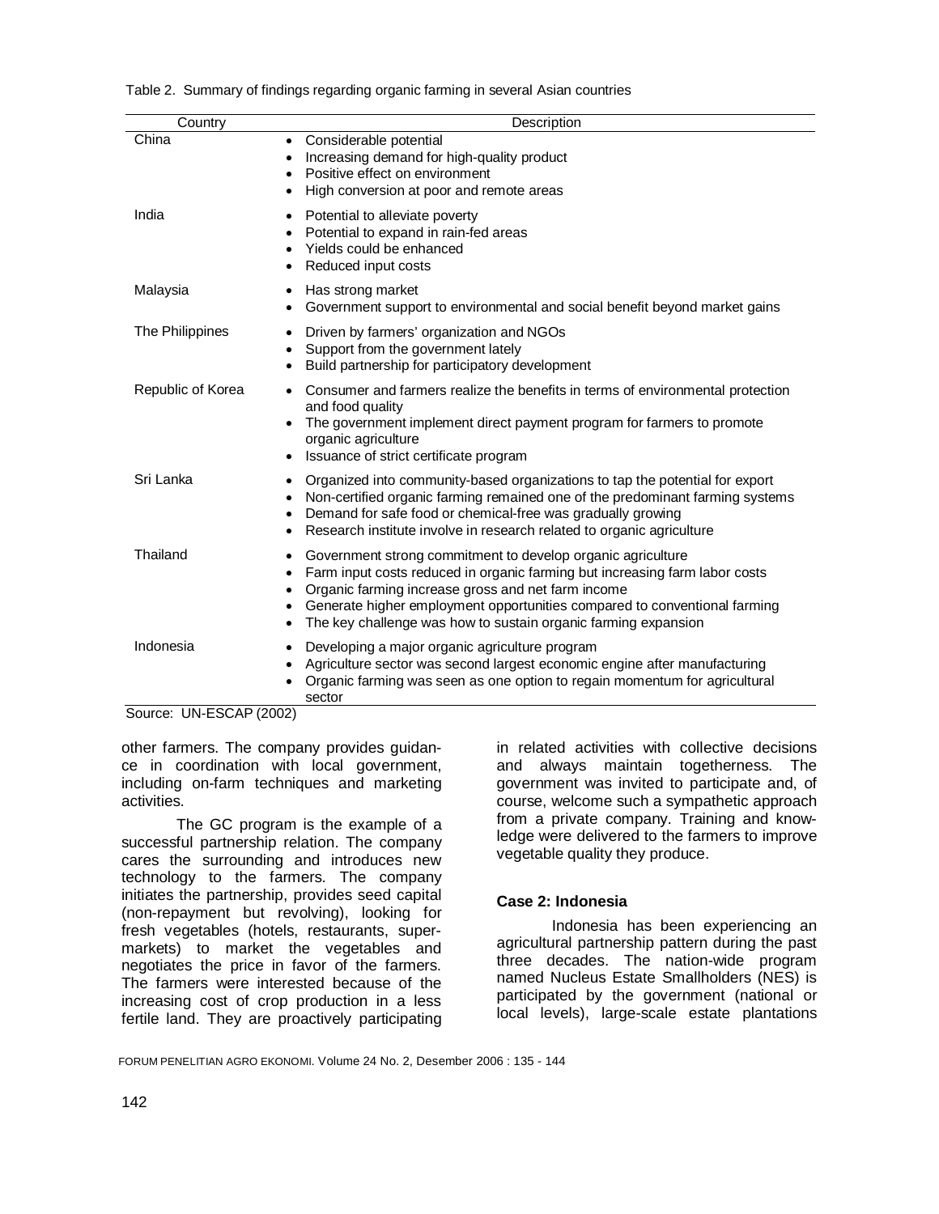Table 2. Summary of findings regarding organic farming in several Asian countries

| Country | Description |
|---|---|
| China | • Considerable potential<br>• Increasing demand for high-quality product<br>• Positive effect on environment<br>• High conversion at poor and remote areas |
| India | • Potential to alleviate poverty<br>• Potential to expand in rain-fed areas<br>• Yields could be enhanced<br>• Reduced input costs |
| Malaysia | • Has strong market<br>• Government support to environmental and social benefit beyond market gains |
| The Philippines | • Driven by farmers' organization and NGOs<br>• Support from the government lately<br>• Build partnership for participatory development |
| Republic of Korea | • Consumer and farmers realize the benefits in terms of environmental protection and food quality<br>• The government implement direct payment program for farmers to promote organic agriculture<br>• Issuance of strict certificate program |
| Sri Lanka | • Organized into community-based organizations to tap the potential for export<br>• Non-certified organic farming remained one of the predominant farming systems<br>• Demand for safe food or chemical-free was gradually growing<br>• Research institute involve in research related to organic agriculture |
| Thailand | • Government strong commitment to develop organic agriculture<br>• Farm input costs reduced in organic farming but increasing farm labor costs<br>• Organic farming increase gross and net farm income<br>• Generate higher employment opportunities compared to conventional farming<br>• The key challenge was how to sustain organic farming expansion |
| Indonesia | • Developing a major organic agriculture program<br>• Agriculture sector was second largest economic engine after manufacturing<br>• Organic farming was seen as one option to regain momentum for agricultural sector |

Source: UN-ESCAP (2002)

other farmers. The company provides guidance in coordination with local government, including on-farm techniques and marketing activities.

The GC program is the example of a successful partnership relation. The company cares the surrounding and introduces new technology to the farmers. The company initiates the partnership, provides seed capital (non-repayment but revolving), looking for fresh vegetables (hotels, restaurants, supermarkets) to market the vegetables and negotiates the price in favor of the farmers. The farmers were interested because of the increasing cost of crop production in a less fertile land. They are proactively participating in related activities with collective decisions and always maintain togetherness. The government was invited to participate and, of course, welcome such a sympathetic approach from a private company. Training and knowledge were delivered to the farmers to improve vegetable quality they produce.

**Case 2: Indonesia**

Indonesia has been experiencing an agricultural partnership pattern during the past three decades. The nation-wide program named Nucleus Estate Smallholders (NES) is participated by the government (national or local levels), large-scale estate plantations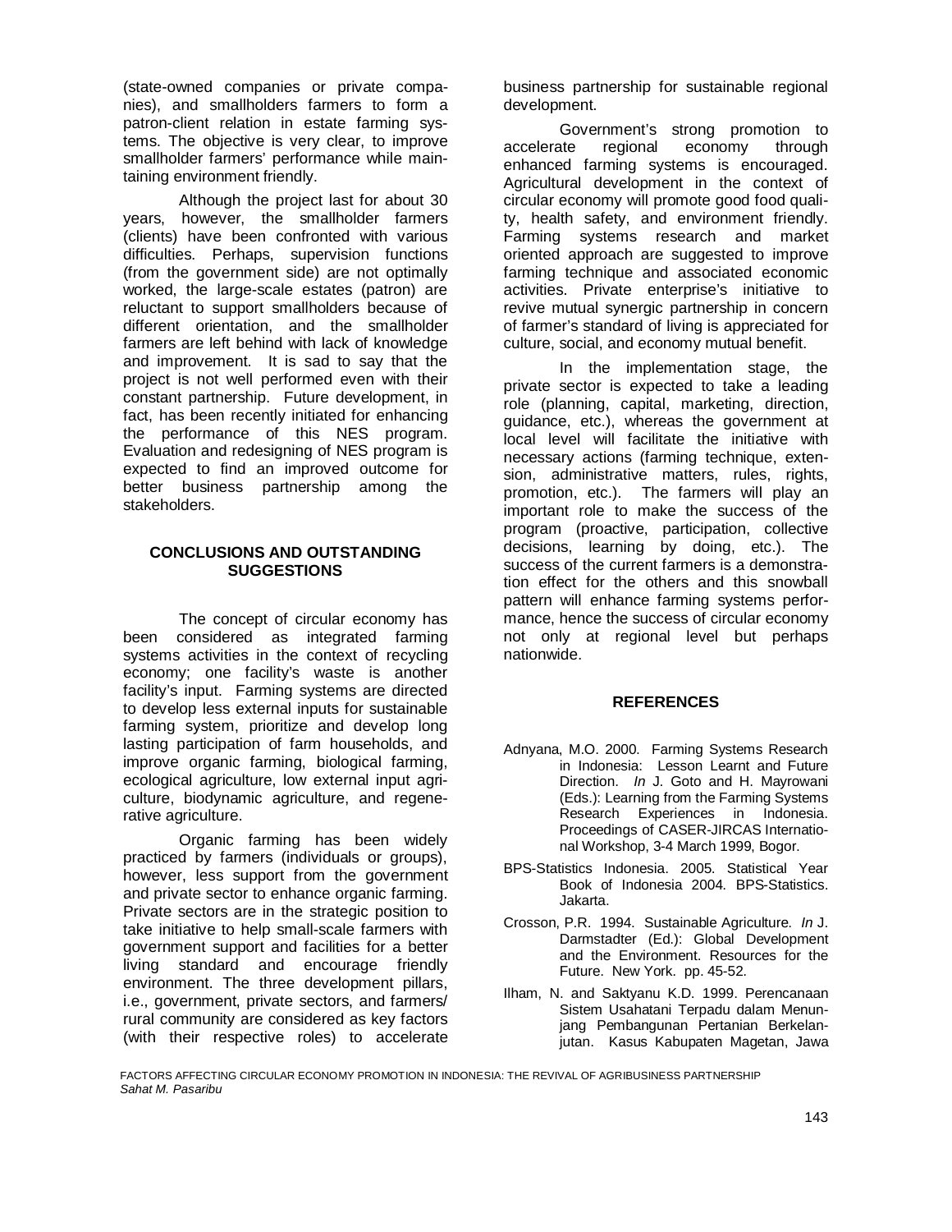(state-owned companies or private companies), and smallholders farmers to form a patron-client relation in estate farming systems. The objective is very clear, to improve smallholder farmers' performance while maintaining environment friendly.

Although the project last for about 30 years, however, the smallholder farmers (clients) have been confronted with various difficulties. Perhaps, supervision functions (from the government side) are not optimally worked, the large-scale estates (patron) are reluctant to support smallholders because of different orientation, and the smallholder farmers are left behind with lack of knowledge and improvement. It is sad to say that the project is not well performed even with their constant partnership. Future development, in fact, has been recently initiated for enhancing the performance of this NES program. Evaluation and redesigning of NES program is expected to find an improved outcome for better business partnership among the stakeholders.

## CONCLUSIONS AND OUTSTANDING SUGGESTIONS

The concept of circular economy has been considered as integrated farming systems activities in the context of recycling economy; one facility's waste is another facility's input. Farming systems are directed to develop less external inputs for sustainable farming system, prioritize and develop long lasting participation of farm households, and improve organic farming, biological farming, ecological agriculture, low external input agriculture, biodynamic agriculture, and regenerative agriculture.

Organic farming has been widely practiced by farmers (individuals or groups), however, less support from the government and private sector to enhance organic farming. Private sectors are in the strategic position to take initiative to help small-scale farmers with government support and facilities for a better living standard and encourage friendly environment. The three development pillars, i.e., government, private sectors, and farmers/ rural community are considered as key factors (with their respective roles) to accelerate business partnership for sustainable regional development.

Government's strong promotion to accelerate regional economy through enhanced farming systems is encouraged. Agricultural development in the context of circular economy will promote good food quality, health safety, and environment friendly. Farming systems research and market oriented approach are suggested to improve farming technique and associated economic activities. Private enterprise's initiative to revive mutual synergic partnership in concern of farmer's standard of living is appreciated for culture, social, and economy mutual benefit.

In the implementation stage, the private sector is expected to take a leading role (planning, capital, marketing, direction, guidance, etc.), whereas the government at local level will facilitate the initiative with necessary actions (farming technique, extension, administrative matters, rules, rights, promotion, etc.). The farmers will play an important role to make the success of the program (proactive, participation, collective decisions, learning by doing, etc.). The success of the current farmers is a demonstration effect for the others and this snowball pattern will enhance farming systems performance, hence the success of circular economy not only at regional level but perhaps nationwide.

## REFERENCES

Adnyana, M.O. 2000. Farming Systems Research in Indonesia: Lesson Learnt and Future Direction. *In* J. Goto and H. Mayrowani (Eds.): Learning from the Farming Systems Research Experiences in Indonesia. Proceedings of CASER-JIRCAS International Workshop, 3-4 March 1999, Bogor.

BPS-Statistics Indonesia. 2005. Statistical Year Book of Indonesia 2004. BPS-Statistics. Jakarta.

Crosson, P.R. 1994. Sustainable Agriculture. *In* J. Darmstadter (Ed.): Global Development and the Environment. Resources for the Future. New York. pp. 45-52.

Ilham, N. and Saktyanu K.D. 1999. Perencanaan Sistem Usahatani Terpadu dalam Menunjang Pembangunan Pertanian Berkelanjutan. Kasus Kabupaten Magetan, Jawa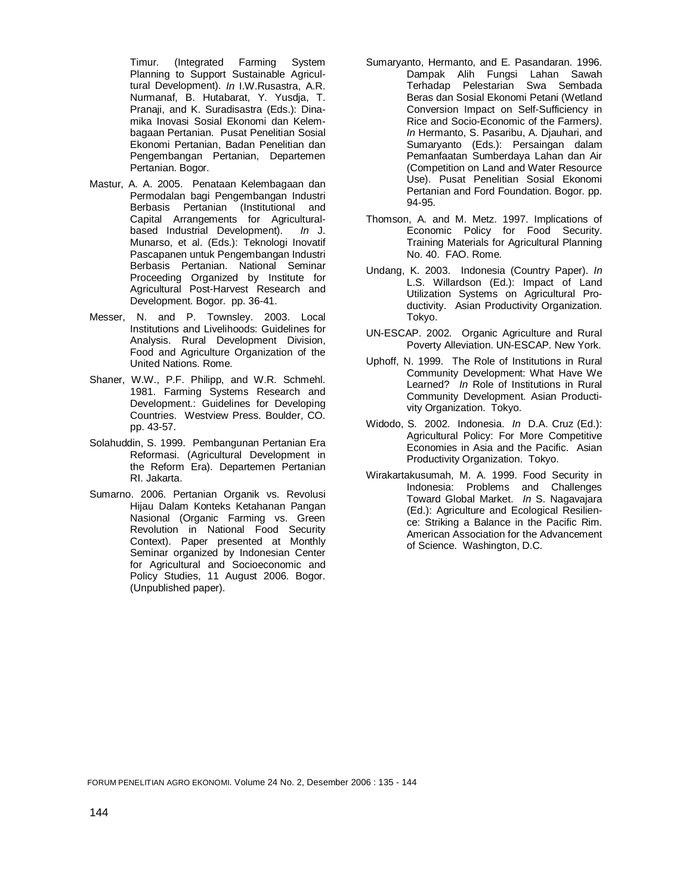Timur. (Integrated Farming System Planning to Support Sustainable Agricultural Development). *In* I.W.Rusastra, A.R. Nurmanaf, B. Hutabarat, Y. Yusdja, T. Pranaji, and K. Suradisastra (Eds.): Dinamika Inovasi Sosial Ekonomi dan Kelembagaan Pertanian. Pusat Penelitian Sosial Ekonomi Pertanian, Badan Penelitian dan Pengembangan Pertanian, Departemen Pertanian. Bogor.

Mastur, A. A. 2005. Penataan Kelembagaan dan Permodalan bagi Pengembangan Industri Berbasis Pertanian (Institutional and Capital Arrangements for Agricultural-based Industrial Development). *In* J. Munarso, et al. (Eds.): Teknologi Inovatif Pascapanen untuk Pengembangan Industri Berbasis Pertanian. National Seminar Proceeding Organized by Institute for Agricultural Post-Harvest Research and Development. Bogor. pp. 36-41.

Messer, N. and P. Townsley. 2003. Local Institutions and Livelihoods: Guidelines for Analysis. Rural Development Division, Food and Agriculture Organization of the United Nations. Rome.

Shaner, W.W., P.F. Philipp, and W.R. Schmehl. 1981. Farming Systems Research and Development.: Guidelines for Developing Countries. Westview Press. Boulder, CO. pp. 43-57.

Solahuddin, S. 1999. Pembangunan Pertanian Era Reformasi. (Agricultural Development in the Reform Era). Departemen Pertanian RI. Jakarta.

Sumarno. 2006. Pertanian Organik vs. Revolusi Hijau Dalam Konteks Ketahanan Pangan Nasional (Organic Farming vs. Green Revolution in National Food Security Context). Paper presented at Monthly Seminar organized by Indonesian Center for Agricultural and Socioeconomic and Policy Studies, 11 August 2006. Bogor. (Unpublished paper).

Sumaryanto, Hermanto, and E. Pasandaran. 1996. Dampak Alih Fungsi Lahan Sawah Terhadap Pelestarian Swa Sembada Beras dan Sosial Ekonomi Petani (Wetland Conversion Impact on Self-Sufficiency in Rice and Socio-Economic of the Farmers). *In* Hermanto, S. Pasaribu, A. Djauhari, and Sumaryanto (Eds.): Persaingan dalam Pemanfaatan Sumberdaya Lahan dan Air (Competition on Land and Water Resource Use). Pusat Penelitian Sosial Ekonomi Pertanian and Ford Foundation. Bogor. pp. 94-95.

Thomson, A. and M. Metz. 1997. Implications of Economic Policy for Food Security. Training Materials for Agricultural Planning No. 40. FAO. Rome.

Undang, K. 2003. Indonesia (Country Paper). *In* L.S. Willardson (Ed.): Impact of Land Utilization Systems on Agricultural Productivity. Asian Productivity Organization. Tokyo.

UN-ESCAP. 2002. Organic Agriculture and Rural Poverty Alleviation. UN-ESCAP. New York.

Uphoff, N. 1999. The Role of Institutions in Rural Community Development: What Have We Learned? *In* Role of Institutions in Rural Community Development. Asian Productivity Organization. Tokyo.

Widodo, S. 2002. Indonesia. *In* D.A. Cruz (Ed.): Agricultural Policy: For More Competitive Economies in Asia and the Pacific. Asian Productivity Organization. Tokyo.

Wirakartakusumah, M. A. 1999. Food Security in Indonesia: Problems and Challenges Toward Global Market. *In* S. Nagavajara (Ed.): Agriculture and Ecological Resilience: Striking a Balance in the Pacific Rim. American Association for the Advancement of Science. Washington, D.C.